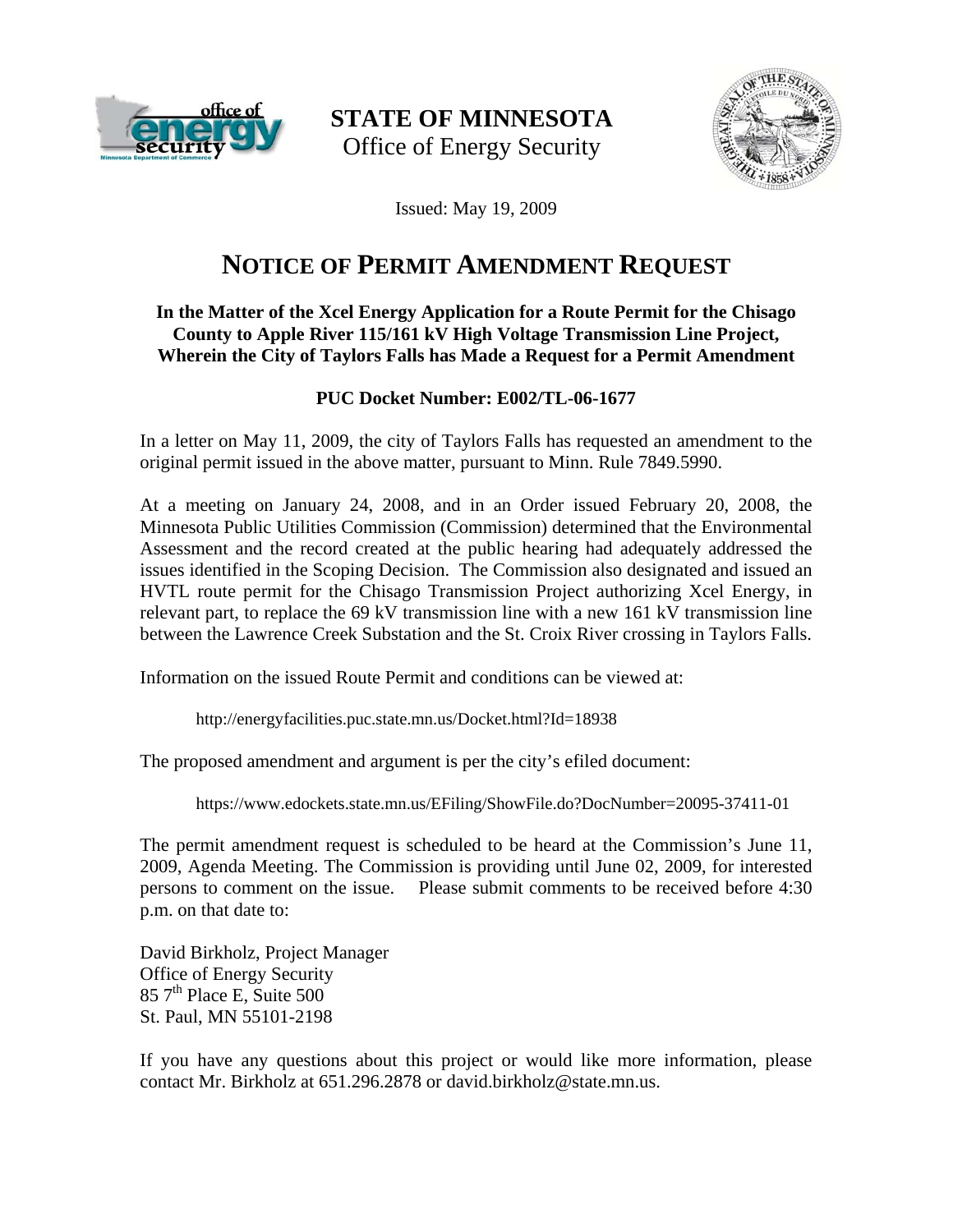# STATE OF MINNESOTA

Office of Energy Security

Issued: May 19, 2009

## NOTICE OF PERMIT AMENDMENT REQUEST

**In the Matter of the Xcel Energy Application for a Route Permit for the Chisago County to Apple River 115/161 kV High Voltage Transmission Line Project, Wherein the City of Taylors Falls has Made a Request for a Permit Amendment**

**PUC Docket Number: E002/TL-06-1677**

In a letter on May 11, 2009, the city of Taylors Falls has requested an amendment to the original permit issued in the above matter, pursuant to Minn. Rule 7849.5990.

At a meeting on January 24, 2008, and in an Order issued February 20, 2008, the Minnesota Public Utilities Commission (Commission) determined that the Environmental Assessment and the record created at the public hearing had adequately addressed the issues identified in the Scoping Decision. The Commission also designated and issued an HVTL route permit for the Chisago Transmission Project authorizing Xcel Energy, in relevant part, to replace the 69 kV transmission line with a new 161 kV transmission line between the Lawrence Creek Substation and the St. Croix River crossing in Taylors Falls.

Information on the issued Route Permit and conditions can be viewed at:

http://energyfacilities.puc.state.mn.us/Docket.html?Id=18938

The proposed amendment and argument is per the city's efiled document:

https://www.edockets.state.mn.us/EFiling/ShowFile.do?DocNumber=20095-37411-01

The permit amendment request is scheduled to be heard at the Commission's June 11, 2009, Agenda Meeting. The Commission is providing until June 02, 2009, for interested persons to comment on the issue. Please submit comments to be received before 4:30 p.m. on that date to:

David Birkholz, Project Manager
Office of Energy Security
85 7th Place E, Suite 500
St. Paul, MN 55101-2198

If you have any questions about this project or would like more information, please contact Mr. Birkholz at 651.296.2878 or david.birkholz@state.mn.us.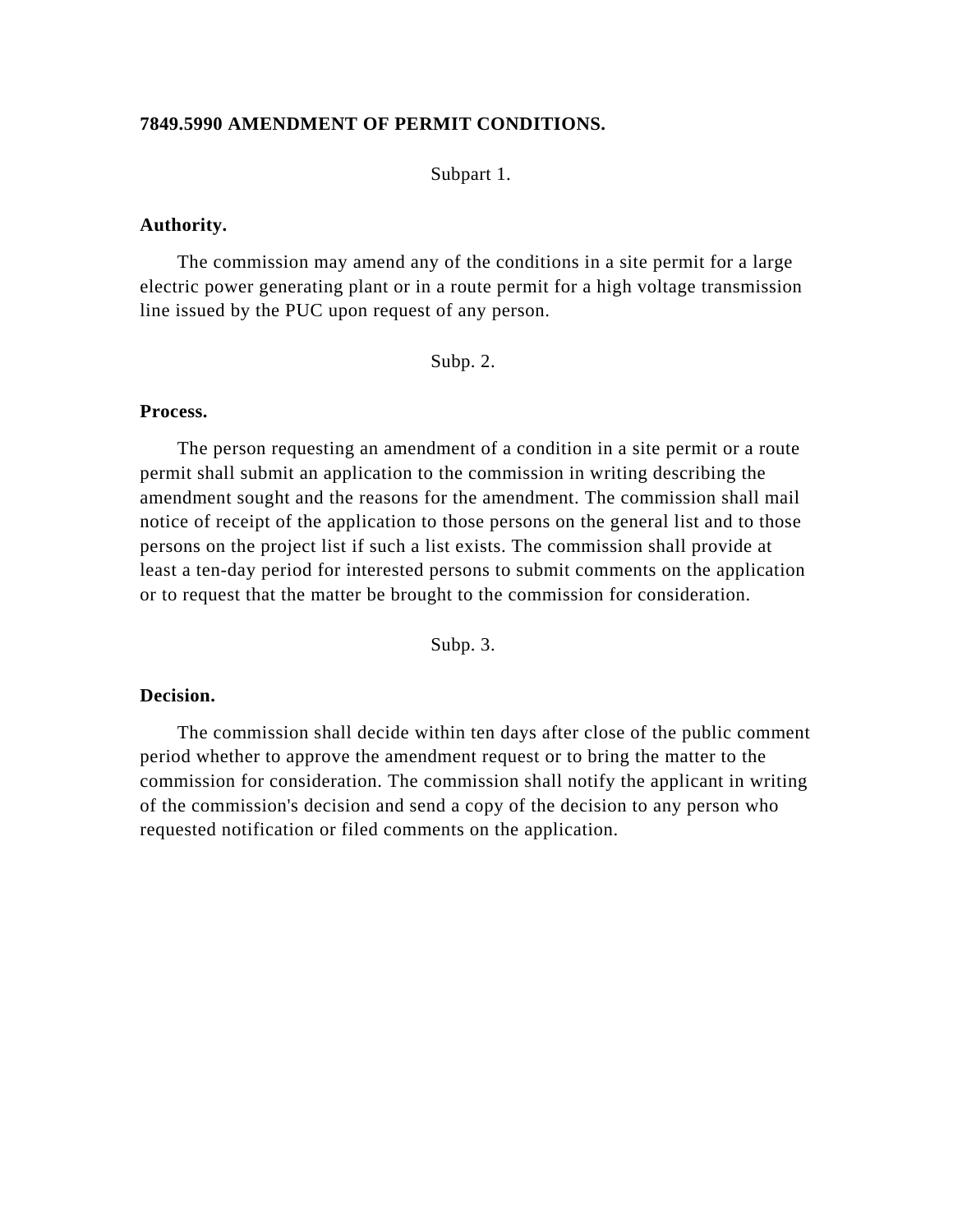**7849.5990 AMENDMENT OF PERMIT CONDITIONS.**

Subpart 1.

**Authority.**

The commission may amend any of the conditions in a site permit for a large electric power generating plant or in a route permit for a high voltage transmission line issued by the PUC upon request of any person.

Subp. 2.

**Process.**

The person requesting an amendment of a condition in a site permit or a route permit shall submit an application to the commission in writing describing the amendment sought and the reasons for the amendment. The commission shall mail notice of receipt of the application to those persons on the general list and to those persons on the project list if such a list exists. The commission shall provide at least a ten-day period for interested persons to submit comments on the application or to request that the matter be brought to the commission for consideration.

Subp. 3.

**Decision.**

The commission shall decide within ten days after close of the public comment period whether to approve the amendment request or to bring the matter to the commission for consideration. The commission shall notify the applicant in writing of the commission's decision and send a copy of the decision to any person who requested notification or filed comments on the application.